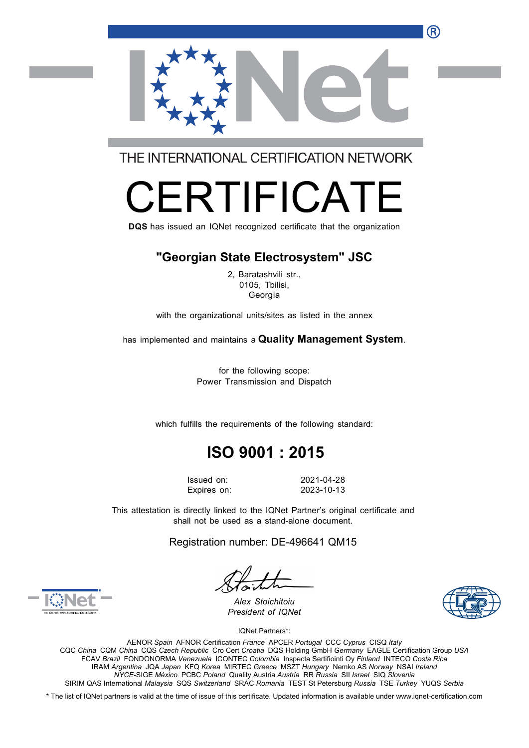THE INTERNATIONAL CERTIFICATION NETWORK

# CERTIFICATE

**DQS** has issued an IQNet recognized certificate that the organization

## "Georgian State Electrosystem" JSC

2, Baratashvili str.,
0105, Tbilisi,
Georgia

with the organizational units/sites as listed in the annex

has implemented and maintains a **Quality Management System**.

for the following scope:
Power Transmission and Dispatch

which fulfills the requirements of the following standard:

## ISO 9001 : 2015

Issued on: 2021-04-28
Expires on: 2023-10-13

This attestation is directly linked to the IQNet Partner's original certificate and shall not be used as a stand-alone document.

Registration number: DE-496641 QM15

*Alex Stoichitoiu*
*President of IQNet*

IQNet Partners*:

AENOR *Spain* AFNOR Certification *France* APCER *Portugal* CCC *Cyprus* CISQ *Italy*
CQC *China* CQM *China* CQS *Czech Republic* Cro Cert *Croatia* DQS Holding GmbH *Germany* EAGLE Certification Group *USA*
FCAV *Brazil* FONDONORMA *Venezuela* ICONTEC *Colombia* Inspecta Sertifiointi Oy *Finland* INTECO *Costa Rica*
IRAM *Argentina* JQA *Japan* KFQ *Korea* MIRTEC *Greece* MSZT *Hungary* Nemko AS *Norway* NSAI *Ireland*
*NYCE*-SIGE *México* PCBC *Poland* Quality Austria *Austria* RR *Russia* SII *Israel* SIQ *Slovenia*
SIRIM QAS International *Malaysia* SQS *Switzerland* SRAC *Romania* TEST St Petersburg *Russia* TSE *Turkey* YUQS *Serbia*

\* The list of IQNet partners is valid at the time of issue of this certificate. Updated information is available under www.iqnet-certification.com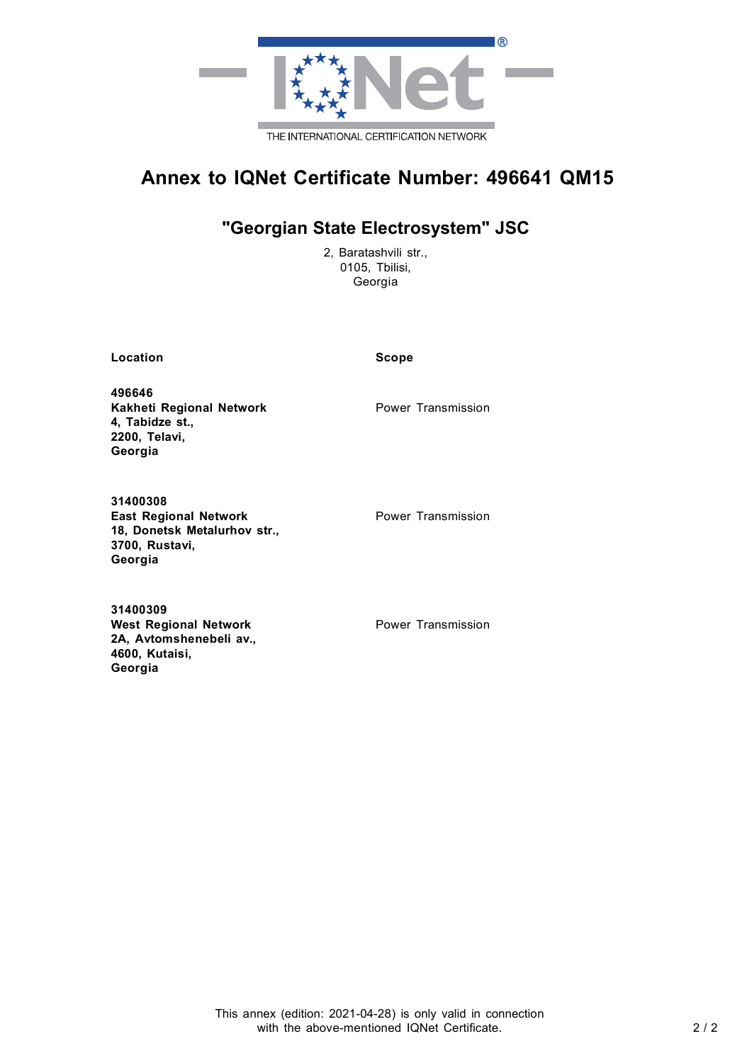THE INTERNATIONAL CERTIFICATION NETWORK

# Annex to IQNet Certificate Number: 496641 QM15

## "Georgian State Electrosystem" JSC

2, Baratashvili str.,
0105, Tbilisi,
Georgia

| Location | Scope |
|---|---|
| **496646**<br>**Kakheti Regional Network**<br>**4, Tabidze st.,**<br>**2200, Telavi,**<br>**Georgia** | Power Transmission |
| **31400308**<br>**East Regional Network**<br>**18, Donetsk Metalurhov str.,**<br>**3700, Rustavi,**<br>**Georgia** | Power Transmission |
| **31400309**<br>**West Regional Network**<br>**2A, Avtomshenebeli av.,**<br>**4600, Kutaisi,**<br>**Georgia** | Power Transmission |

This annex (edition: 2021-04-28) is only valid in connection with the above-mentioned IQNet Certificate.